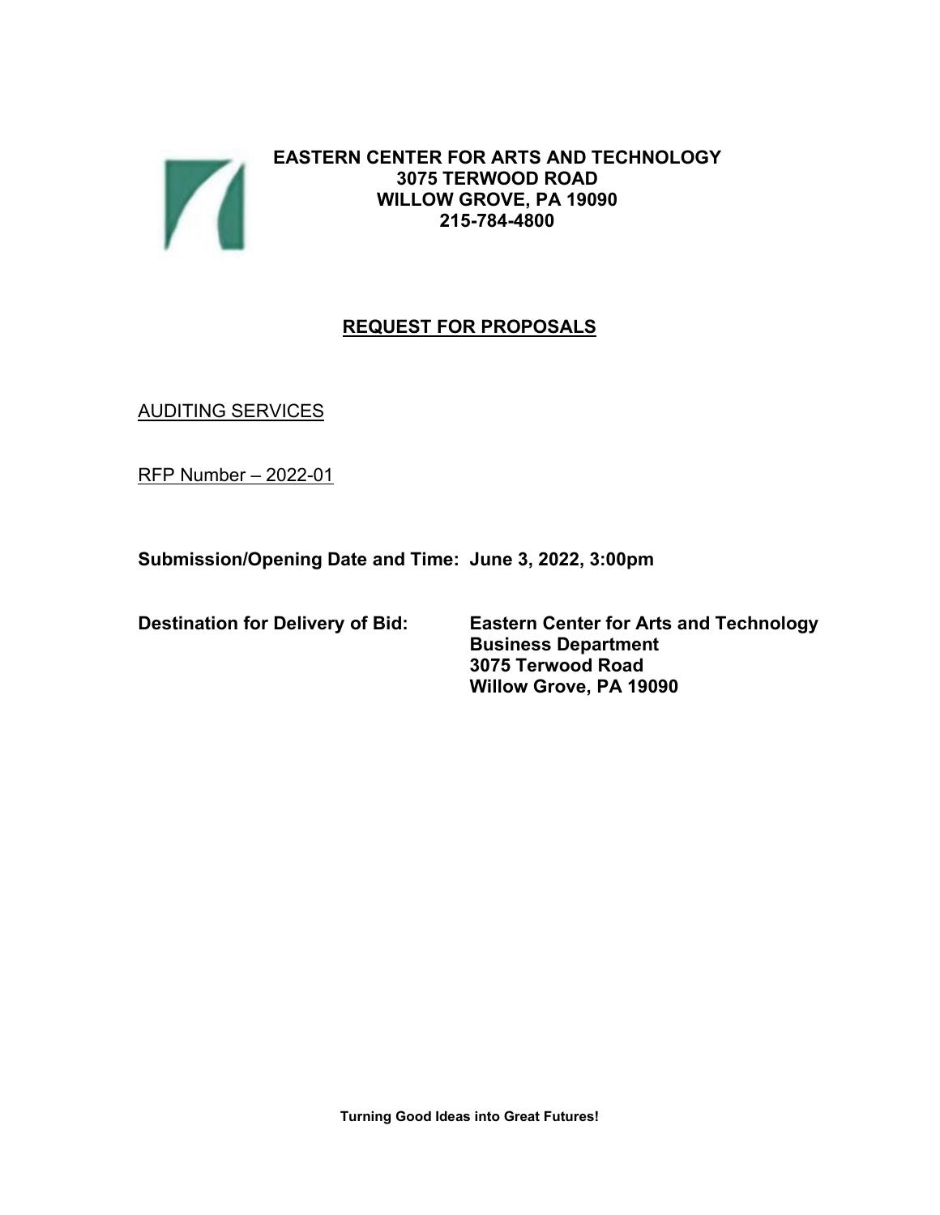**EASTERN CENTER FOR ARTS AND TECHNOLOGY**
**3075 TERWOOD ROAD**
**WILLOW GROVE, PA 19090**
**215-784-4800**

# REQUEST FOR PROPOSALS

AUDITING SERVICES

RFP Number – 2022-01

**Submission/Opening Date and Time: June 3, 2022, 3:00pm**

**Destination for Delivery of Bid:** **Eastern Center for Arts and Technology**
**Business Department**
**3075 Terwood Road**
**Willow Grove, PA 19090**

**Turning Good Ideas into Great Futures!**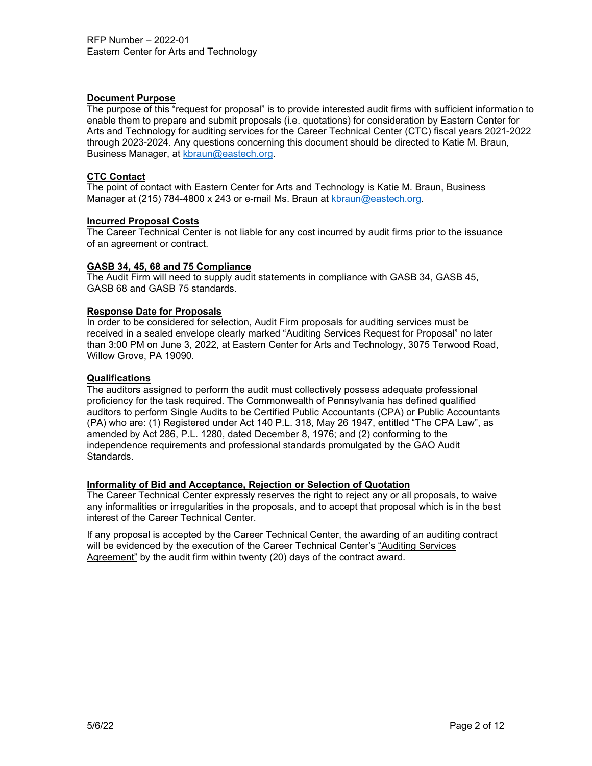RFP Number – 2022-01
Eastern Center for Arts and Technology

## Document Purpose

The purpose of this "request for proposal" is to provide interested audit firms with sufficient information to enable them to prepare and submit proposals (i.e. quotations) for consideration by Eastern Center for Arts and Technology for auditing services for the Career Technical Center (CTC) fiscal years 2021-2022 through 2023-2024. Any questions concerning this document should be directed to Katie M. Braun, Business Manager, at kbraun@eastech.org.

## CTC Contact

The point of contact with Eastern Center for Arts and Technology is Katie M. Braun, Business Manager at (215) 784-4800 x 243 or e-mail Ms. Braun at kbraun@eastech.org.

## Incurred Proposal Costs

The Career Technical Center is not liable for any cost incurred by audit firms prior to the issuance of an agreement or contract.

## GASB 34, 45, 68 and 75 Compliance

The Audit Firm will need to supply audit statements in compliance with GASB 34, GASB 45, GASB 68 and GASB 75 standards.

## Response Date for Proposals

In order to be considered for selection, Audit Firm proposals for auditing services must be received in a sealed envelope clearly marked "Auditing Services Request for Proposal" no later than 3:00 PM on June 3, 2022, at Eastern Center for Arts and Technology, 3075 Terwood Road, Willow Grove, PA 19090.

## Qualifications

The auditors assigned to perform the audit must collectively possess adequate professional proficiency for the task required. The Commonwealth of Pennsylvania has defined qualified auditors to perform Single Audits to be Certified Public Accountants (CPA) or Public Accountants (PA) who are: (1) Registered under Act 140 P.L. 318, May 26 1947, entitled "The CPA Law", as amended by Act 286, P.L. 1280, dated December 8, 1976; and (2) conforming to the independence requirements and professional standards promulgated by the GAO Audit Standards.

## Informality of Bid and Acceptance, Rejection or Selection of Quotation

The Career Technical Center expressly reserves the right to reject any or all proposals, to waive any informalities or irregularities in the proposals, and to accept that proposal which is in the best interest of the Career Technical Center.

If any proposal is accepted by the Career Technical Center, the awarding of an auditing contract will be evidenced by the execution of the Career Technical Center's "Auditing Services Agreement" by the audit firm within twenty (20) days of the contract award.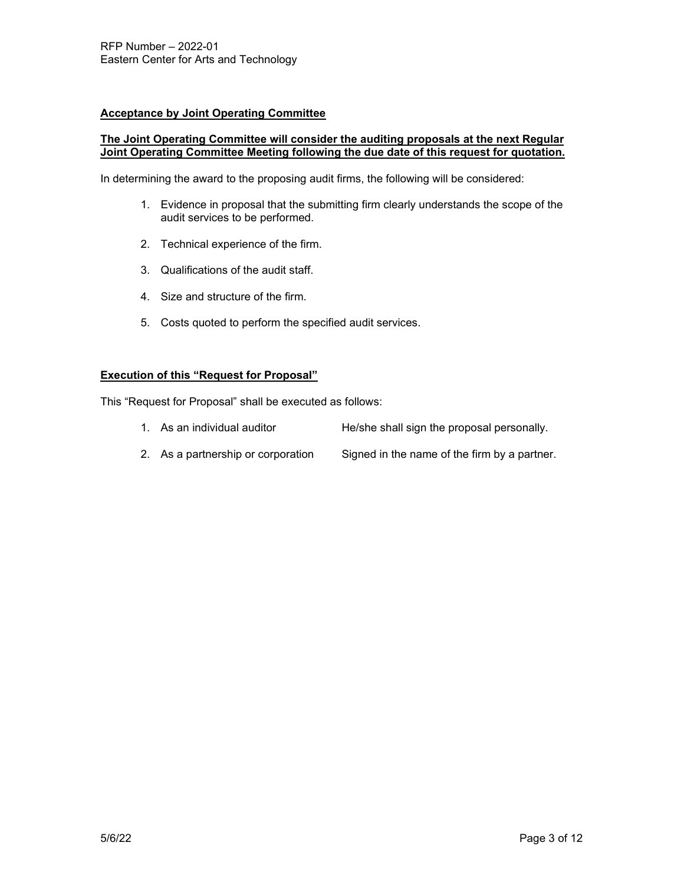## Acceptance by Joint Operating Committee

**The Joint Operating Committee will consider the auditing proposals at the next Regular Joint Operating Committee Meeting following the due date of this request for quotation.**

In determining the award to the proposing audit firms, the following will be considered:

1. Evidence in proposal that the submitting firm clearly understands the scope of the audit services to be performed.
2. Technical experience of the firm.
3. Qualifications of the audit staff.
4. Size and structure of the firm.
5. Costs quoted to perform the specified audit services.

## Execution of this "Request for Proposal"

This "Request for Proposal" shall be executed as follows:

1. As an individual auditor — He/she shall sign the proposal personally.
2. As a partnership or corporation — Signed in the name of the firm by a partner.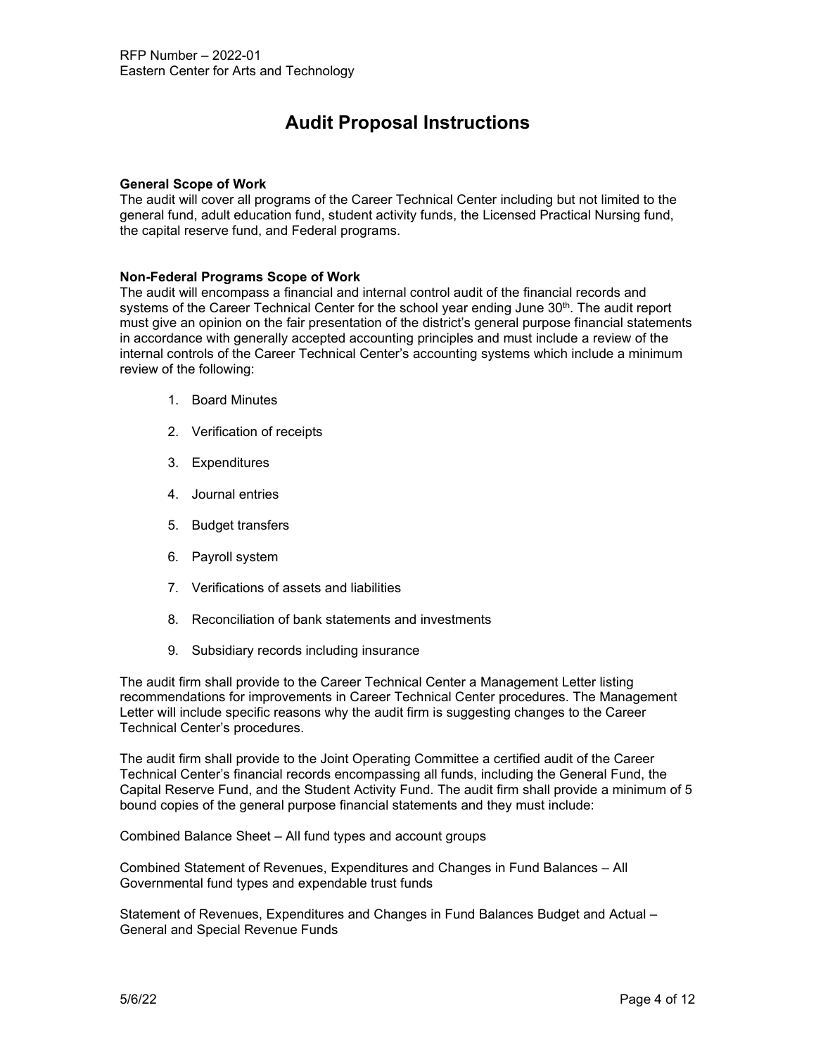# Audit Proposal Instructions

**General Scope of Work**

The audit will cover all programs of the Career Technical Center including but not limited to the general fund, adult education fund, student activity funds, the Licensed Practical Nursing fund, the capital reserve fund, and Federal programs.

**Non-Federal Programs Scope of Work**

The audit will encompass a financial and internal control audit of the financial records and systems of the Career Technical Center for the school year ending June 30th. The audit report must give an opinion on the fair presentation of the district's general purpose financial statements in accordance with generally accepted accounting principles and must include a review of the internal controls of the Career Technical Center's accounting systems which include a minimum review of the following:

1. Board Minutes
2. Verification of receipts
3. Expenditures
4. Journal entries
5. Budget transfers
6. Payroll system
7. Verifications of assets and liabilities
8. Reconciliation of bank statements and investments
9. Subsidiary records including insurance

The audit firm shall provide to the Career Technical Center a Management Letter listing recommendations for improvements in Career Technical Center procedures. The Management Letter will include specific reasons why the audit firm is suggesting changes to the Career Technical Center's procedures.

The audit firm shall provide to the Joint Operating Committee a certified audit of the Career Technical Center's financial records encompassing all funds, including the General Fund, the Capital Reserve Fund, and the Student Activity Fund. The audit firm shall provide a minimum of 5 bound copies of the general purpose financial statements and they must include:

Combined Balance Sheet – All fund types and account groups

Combined Statement of Revenues, Expenditures and Changes in Fund Balances – All Governmental fund types and expendable trust funds

Statement of Revenues, Expenditures and Changes in Fund Balances Budget and Actual – General and Special Revenue Funds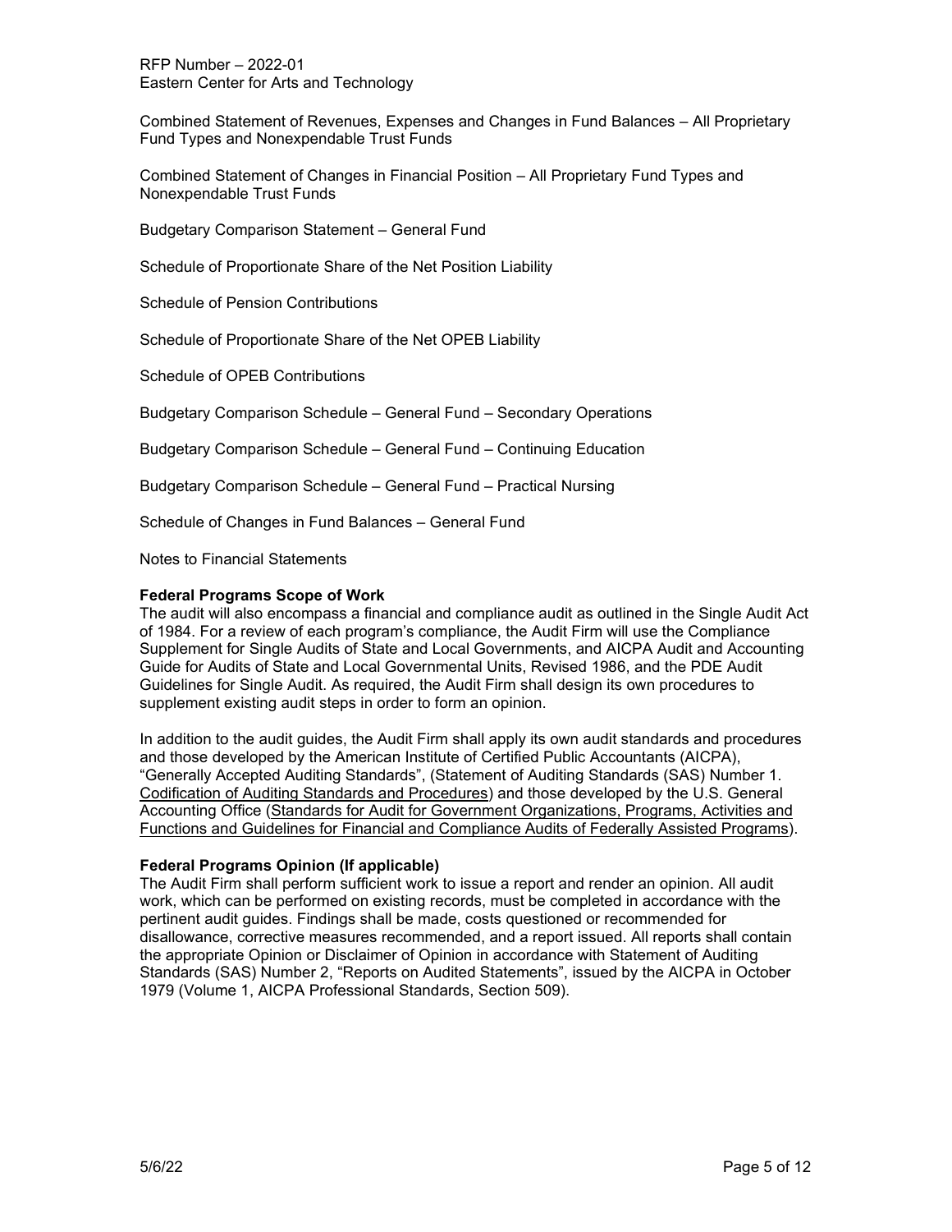Combined Statement of Revenues, Expenses and Changes in Fund Balances – All Proprietary Fund Types and Nonexpendable Trust Funds

Combined Statement of Changes in Financial Position – All Proprietary Fund Types and Nonexpendable Trust Funds

Budgetary Comparison Statement – General Fund

Schedule of Proportionate Share of the Net Position Liability

Schedule of Pension Contributions

Schedule of Proportionate Share of the Net OPEB Liability

Schedule of OPEB Contributions

Budgetary Comparison Schedule – General Fund – Secondary Operations

Budgetary Comparison Schedule – General Fund – Continuing Education

Budgetary Comparison Schedule – General Fund – Practical Nursing

Schedule of Changes in Fund Balances – General Fund

Notes to Financial Statements

**Federal Programs Scope of Work**

The audit will also encompass a financial and compliance audit as outlined in the Single Audit Act of 1984. For a review of each program's compliance, the Audit Firm will use the Compliance Supplement for Single Audits of State and Local Governments, and AICPA Audit and Accounting Guide for Audits of State and Local Governmental Units, Revised 1986, and the PDE Audit Guidelines for Single Audit. As required, the Audit Firm shall design its own procedures to supplement existing audit steps in order to form an opinion.

In addition to the audit guides, the Audit Firm shall apply its own audit standards and procedures and those developed by the American Institute of Certified Public Accountants (AICPA), "Generally Accepted Auditing Standards", (Statement of Auditing Standards (SAS) Number 1. Codification of Auditing Standards and Procedures) and those developed by the U.S. General Accounting Office (Standards for Audit for Government Organizations, Programs, Activities and Functions and Guidelines for Financial and Compliance Audits of Federally Assisted Programs).

**Federal Programs Opinion (If applicable)**

The Audit Firm shall perform sufficient work to issue a report and render an opinion. All audit work, which can be performed on existing records, must be completed in accordance with the pertinent audit guides. Findings shall be made, costs questioned or recommended for disallowance, corrective measures recommended, and a report issued. All reports shall contain the appropriate Opinion or Disclaimer of Opinion in accordance with Statement of Auditing Standards (SAS) Number 2, "Reports on Audited Statements", issued by the AICPA in October 1979 (Volume 1, AICPA Professional Standards, Section 509).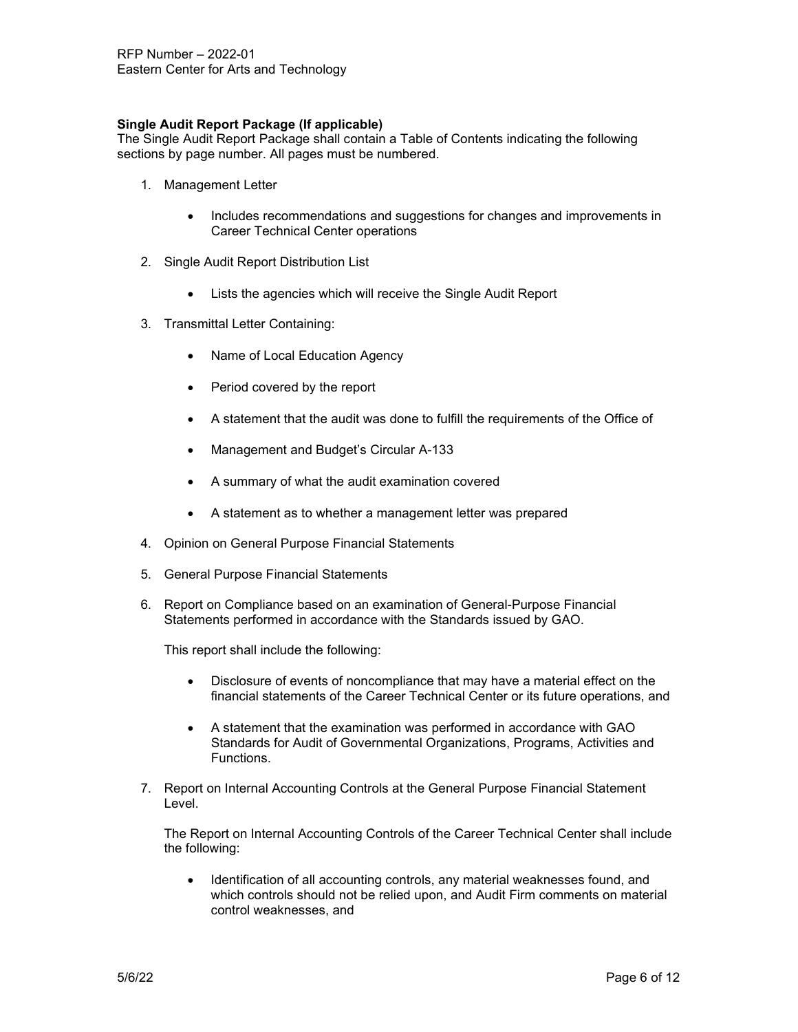**Single Audit Report Package (If applicable)**
The Single Audit Report Package shall contain a Table of Contents indicating the following sections by page number. All pages must be numbered.

1. Management Letter

    - Includes recommendations and suggestions for changes and improvements in Career Technical Center operations

2. Single Audit Report Distribution List

    - Lists the agencies which will receive the Single Audit Report

3. Transmittal Letter Containing:

    - Name of Local Education Agency
    - Period covered by the report
    - A statement that the audit was done to fulfill the requirements of the Office of
    - Management and Budget's Circular A-133
    - A summary of what the audit examination covered
    - A statement as to whether a management letter was prepared

4. Opinion on General Purpose Financial Statements

5. General Purpose Financial Statements

6. Report on Compliance based on an examination of General-Purpose Financial Statements performed in accordance with the Standards issued by GAO.

    This report shall include the following:

    - Disclosure of events of noncompliance that may have a material effect on the financial statements of the Career Technical Center or its future operations, and
    - A statement that the examination was performed in accordance with GAO Standards for Audit of Governmental Organizations, Programs, Activities and Functions.

7. Report on Internal Accounting Controls at the General Purpose Financial Statement Level.

    The Report on Internal Accounting Controls of the Career Technical Center shall include the following:

    - Identification of all accounting controls, any material weaknesses found, and which controls should not be relied upon, and Audit Firm comments on material control weaknesses, and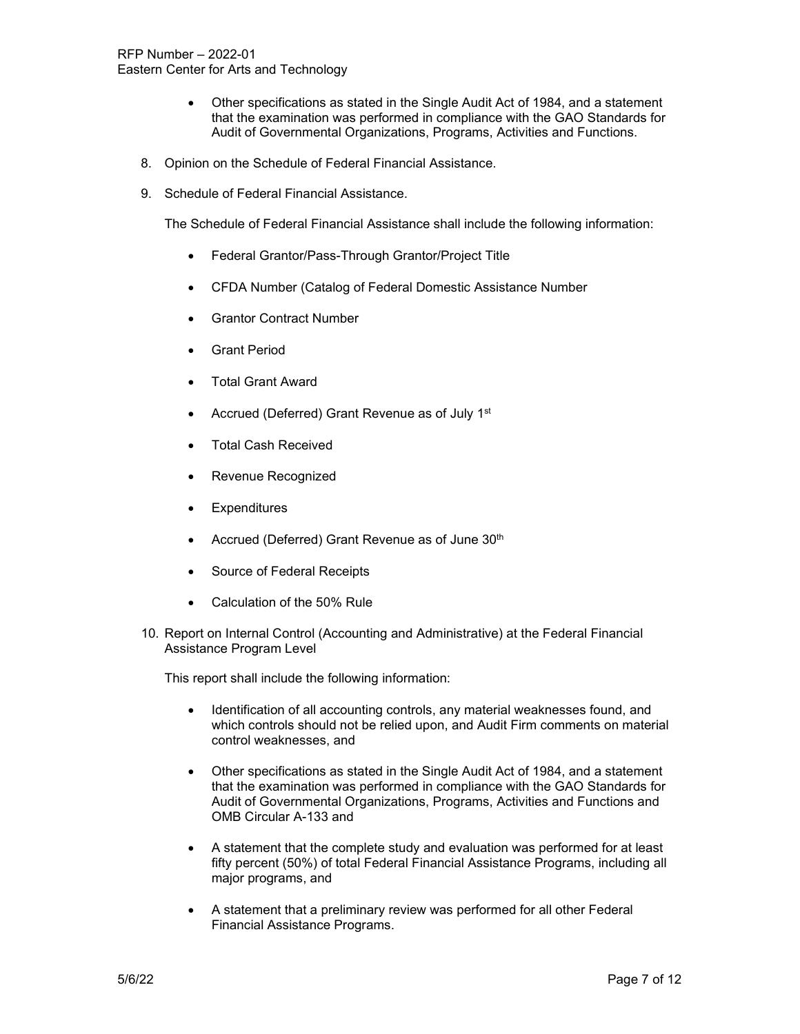- Other specifications as stated in the Single Audit Act of 1984, and a statement that the examination was performed in compliance with the GAO Standards for Audit of Governmental Organizations, Programs, Activities and Functions.

8. Opinion on the Schedule of Federal Financial Assistance.

9. Schedule of Federal Financial Assistance.

   The Schedule of Federal Financial Assistance shall include the following information:

   - Federal Grantor/Pass-Through Grantor/Project Title
   - CFDA Number (Catalog of Federal Domestic Assistance Number
   - Grantor Contract Number
   - Grant Period
   - Total Grant Award
   - Accrued (Deferred) Grant Revenue as of July 1st
   - Total Cash Received
   - Revenue Recognized
   - Expenditures
   - Accrued (Deferred) Grant Revenue as of June 30th
   - Source of Federal Receipts
   - Calculation of the 50% Rule

10. Report on Internal Control (Accounting and Administrative) at the Federal Financial Assistance Program Level

    This report shall include the following information:

    - Identification of all accounting controls, any material weaknesses found, and which controls should not be relied upon, and Audit Firm comments on material control weaknesses, and
    - Other specifications as stated in the Single Audit Act of 1984, and a statement that the examination was performed in compliance with the GAO Standards for Audit of Governmental Organizations, Programs, Activities and Functions and OMB Circular A-133 and
    - A statement that the complete study and evaluation was performed for at least fifty percent (50%) of total Federal Financial Assistance Programs, including all major programs, and
    - A statement that a preliminary review was performed for all other Federal Financial Assistance Programs.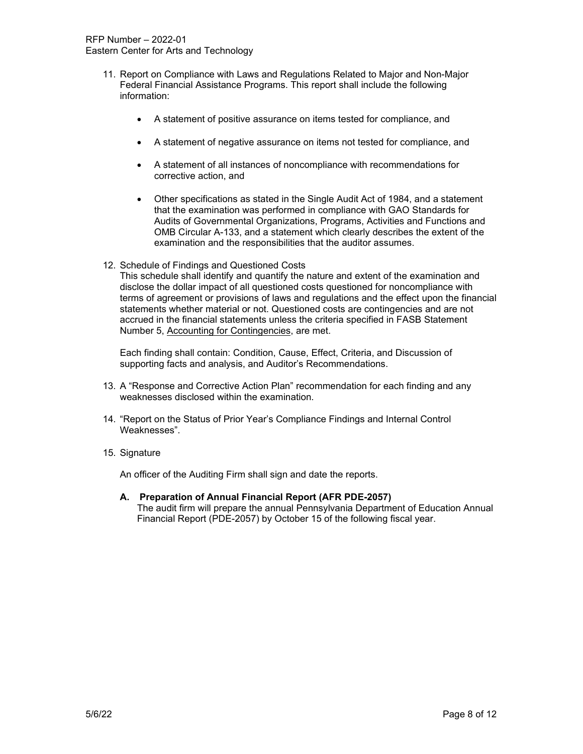11. Report on Compliance with Laws and Regulations Related to Major and Non-Major Federal Financial Assistance Programs. This report shall include the following information:

    - A statement of positive assurance on items tested for compliance, and
    - A statement of negative assurance on items not tested for compliance, and
    - A statement of all instances of noncompliance with recommendations for corrective action, and
    - Other specifications as stated in the Single Audit Act of 1984, and a statement that the examination was performed in compliance with GAO Standards for Audits of Governmental Organizations, Programs, Activities and Functions and OMB Circular A-133, and a statement which clearly describes the extent of the examination and the responsibilities that the auditor assumes.

12. Schedule of Findings and Questioned Costs
    This schedule shall identify and quantify the nature and extent of the examination and disclose the dollar impact of all questioned costs questioned for noncompliance with terms of agreement or provisions of laws and regulations and the effect upon the financial statements whether material or not. Questioned costs are contingencies and are not accrued in the financial statements unless the criteria specified in FASB Statement Number 5, Accounting for Contingencies, are met.

    Each finding shall contain: Condition, Cause, Effect, Criteria, and Discussion of supporting facts and analysis, and Auditor's Recommendations.

13. A "Response and Corrective Action Plan" recommendation for each finding and any weaknesses disclosed within the examination.

14. "Report on the Status of Prior Year's Compliance Findings and Internal Control Weaknesses".

15. Signature

    An officer of the Auditing Firm shall sign and date the reports.

    **A. Preparation of Annual Financial Report (AFR PDE-2057)**
    The audit firm will prepare the annual Pennsylvania Department of Education Annual Financial Report (PDE-2057) by October 15 of the following fiscal year.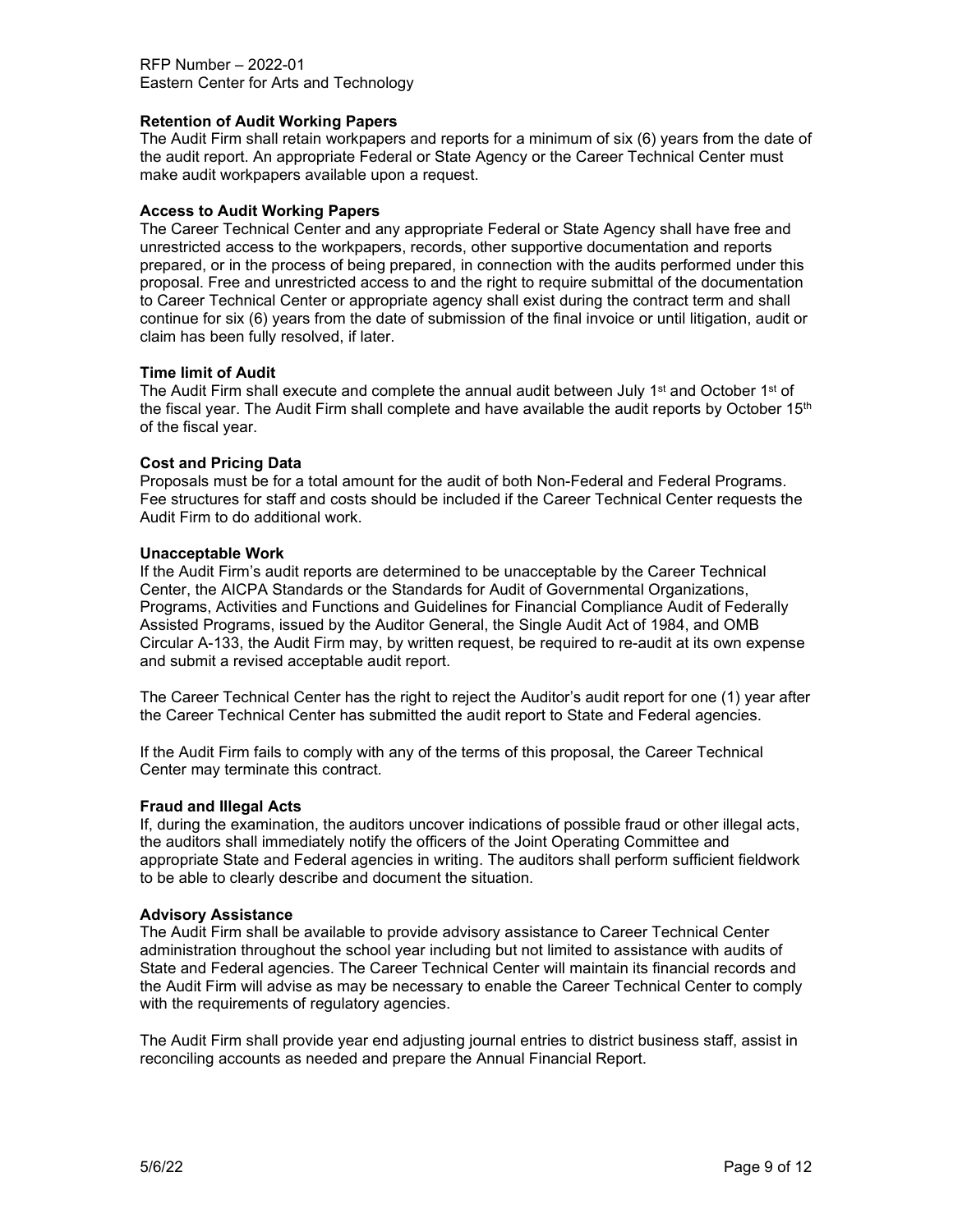**Retention of Audit Working Papers**

The Audit Firm shall retain workpapers and reports for a minimum of six (6) years from the date of the audit report. An appropriate Federal or State Agency or the Career Technical Center must make audit workpapers available upon a request.

**Access to Audit Working Papers**

The Career Technical Center and any appropriate Federal or State Agency shall have free and unrestricted access to the workpapers, records, other supportive documentation and reports prepared, or in the process of being prepared, in connection with the audits performed under this proposal. Free and unrestricted access to and the right to require submittal of the documentation to Career Technical Center or appropriate agency shall exist during the contract term and shall continue for six (6) years from the date of submission of the final invoice or until litigation, audit or claim has been fully resolved, if later.

**Time limit of Audit**

The Audit Firm shall execute and complete the annual audit between July 1st and October 1st of the fiscal year. The Audit Firm shall complete and have available the audit reports by October 15th of the fiscal year.

**Cost and Pricing Data**

Proposals must be for a total amount for the audit of both Non-Federal and Federal Programs. Fee structures for staff and costs should be included if the Career Technical Center requests the Audit Firm to do additional work.

**Unacceptable Work**

If the Audit Firm's audit reports are determined to be unacceptable by the Career Technical Center, the AICPA Standards or the Standards for Audit of Governmental Organizations, Programs, Activities and Functions and Guidelines for Financial Compliance Audit of Federally Assisted Programs, issued by the Auditor General, the Single Audit Act of 1984, and OMB Circular A-133, the Audit Firm may, by written request, be required to re-audit at its own expense and submit a revised acceptable audit report.

The Career Technical Center has the right to reject the Auditor's audit report for one (1) year after the Career Technical Center has submitted the audit report to State and Federal agencies.

If the Audit Firm fails to comply with any of the terms of this proposal, the Career Technical Center may terminate this contract.

**Fraud and Illegal Acts**

If, during the examination, the auditors uncover indications of possible fraud or other illegal acts, the auditors shall immediately notify the officers of the Joint Operating Committee and appropriate State and Federal agencies in writing. The auditors shall perform sufficient fieldwork to be able to clearly describe and document the situation.

**Advisory Assistance**

The Audit Firm shall be available to provide advisory assistance to Career Technical Center administration throughout the school year including but not limited to assistance with audits of State and Federal agencies. The Career Technical Center will maintain its financial records and the Audit Firm will advise as may be necessary to enable the Career Technical Center to comply with the requirements of regulatory agencies.

The Audit Firm shall provide year end adjusting journal entries to district business staff, assist in reconciling accounts as needed and prepare the Annual Financial Report.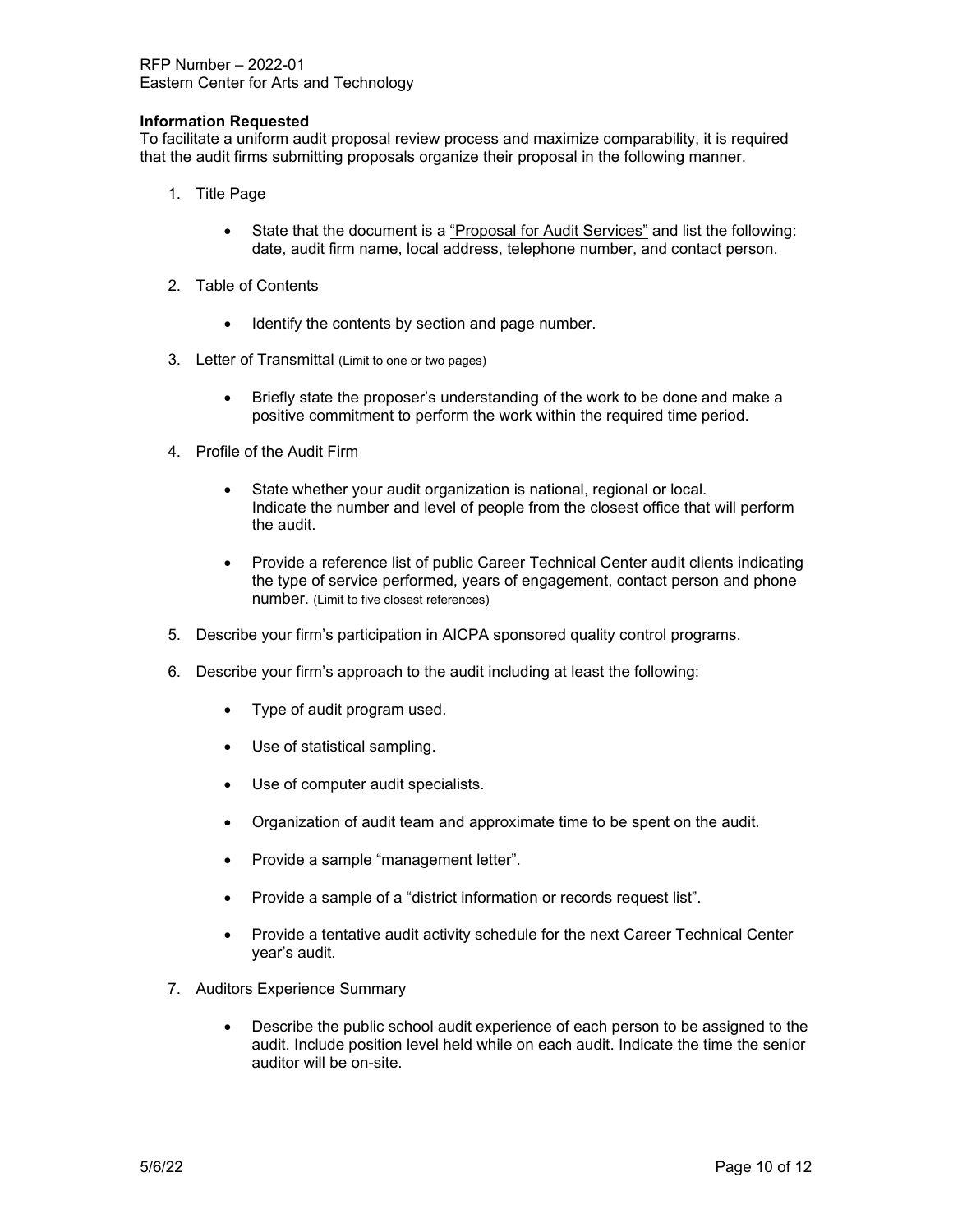**Information Requested**

To facilitate a uniform audit proposal review process and maximize comparability, it is required that the audit firms submitting proposals organize their proposal in the following manner.

1. Title Page
   - State that the document is a "Proposal for Audit Services" and list the following: date, audit firm name, local address, telephone number, and contact person.
2. Table of Contents
   - Identify the contents by section and page number.
3. Letter of Transmittal (Limit to one or two pages)
   - Briefly state the proposer's understanding of the work to be done and make a positive commitment to perform the work within the required time period.
4. Profile of the Audit Firm
   - State whether your audit organization is national, regional or local. Indicate the number and level of people from the closest office that will perform the audit.
   - Provide a reference list of public Career Technical Center audit clients indicating the type of service performed, years of engagement, contact person and phone number. (Limit to five closest references)
5. Describe your firm's participation in AICPA sponsored quality control programs.
6. Describe your firm's approach to the audit including at least the following:
   - Type of audit program used.
   - Use of statistical sampling.
   - Use of computer audit specialists.
   - Organization of audit team and approximate time to be spent on the audit.
   - Provide a sample "management letter".
   - Provide a sample of a "district information or records request list".
   - Provide a tentative audit activity schedule for the next Career Technical Center year's audit.
7. Auditors Experience Summary
   - Describe the public school audit experience of each person to be assigned to the audit. Include position level held while on each audit. Indicate the time the senior auditor will be on-site.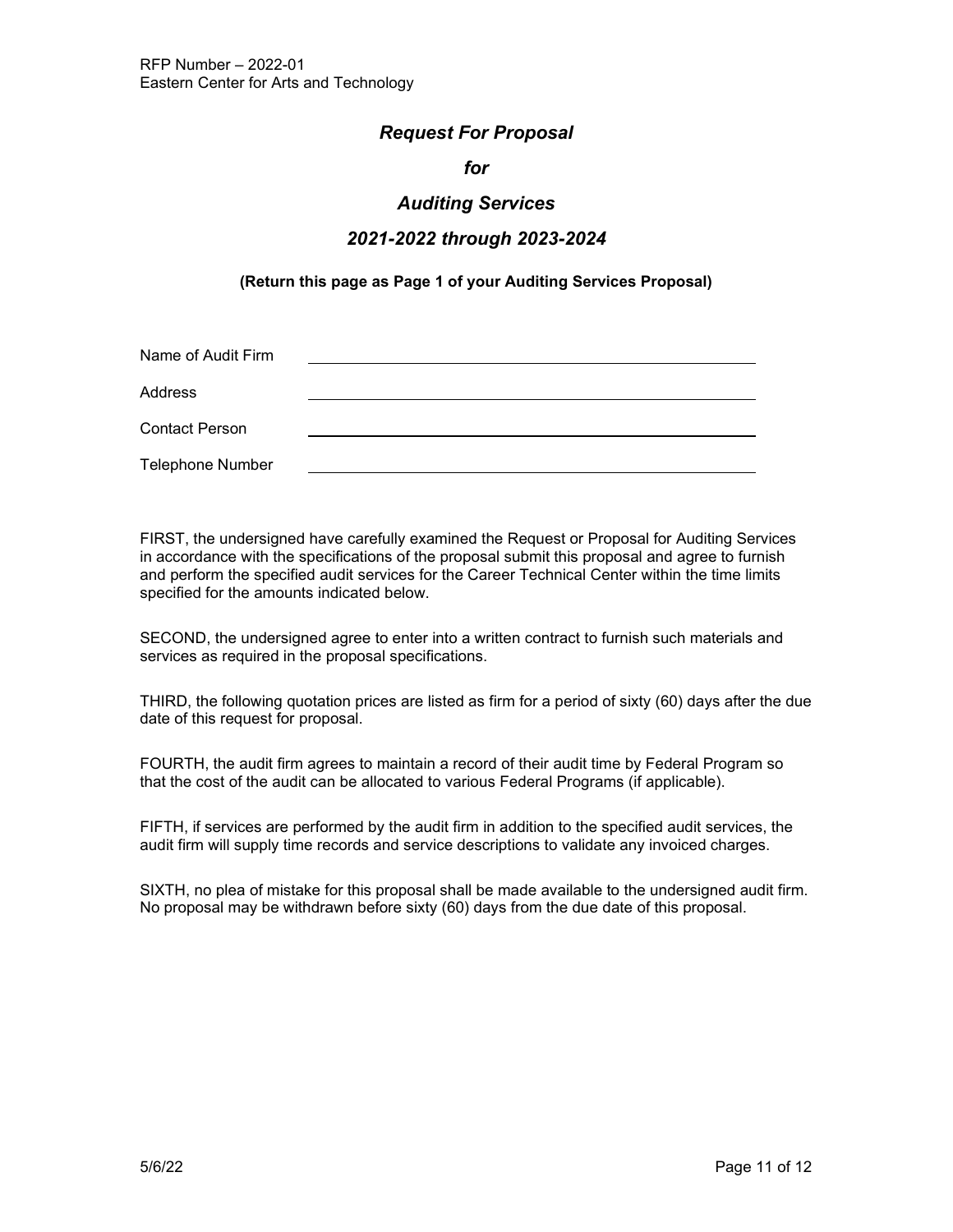# *Request For Proposal*

# *for*

# *Auditing Services*

# *2021-2022 through 2023-2024*

**(Return this page as Page 1 of your Auditing Services Proposal)**

Name of Audit Firm \_\_\_\_\_\_\_\_\_\_\_\_\_\_\_\_\_\_\_\_\_\_\_\_\_\_\_\_\_\_\_\_\_\_\_\_\_\_\_\_\_\_\_\_

Address \_\_\_\_\_\_\_\_\_\_\_\_\_\_\_\_\_\_\_\_\_\_\_\_\_\_\_\_\_\_\_\_\_\_\_\_\_\_\_\_\_\_\_\_

Contact Person \_\_\_\_\_\_\_\_\_\_\_\_\_\_\_\_\_\_\_\_\_\_\_\_\_\_\_\_\_\_\_\_\_\_\_\_\_\_\_\_\_\_\_\_

Telephone Number \_\_\_\_\_\_\_\_\_\_\_\_\_\_\_\_\_\_\_\_\_\_\_\_\_\_\_\_\_\_\_\_\_\_\_\_\_\_\_\_\_\_\_\_

FIRST, the undersigned have carefully examined the Request or Proposal for Auditing Services in accordance with the specifications of the proposal submit this proposal and agree to furnish and perform the specified audit services for the Career Technical Center within the time limits specified for the amounts indicated below.

SECOND, the undersigned agree to enter into a written contract to furnish such materials and services as required in the proposal specifications.

THIRD, the following quotation prices are listed as firm for a period of sixty (60) days after the due date of this request for proposal.

FOURTH, the audit firm agrees to maintain a record of their audit time by Federal Program so that the cost of the audit can be allocated to various Federal Programs (if applicable).

FIFTH, if services are performed by the audit firm in addition to the specified audit services, the audit firm will supply time records and service descriptions to validate any invoiced charges.

SIXTH, no plea of mistake for this proposal shall be made available to the undersigned audit firm. No proposal may be withdrawn before sixty (60) days from the due date of this proposal.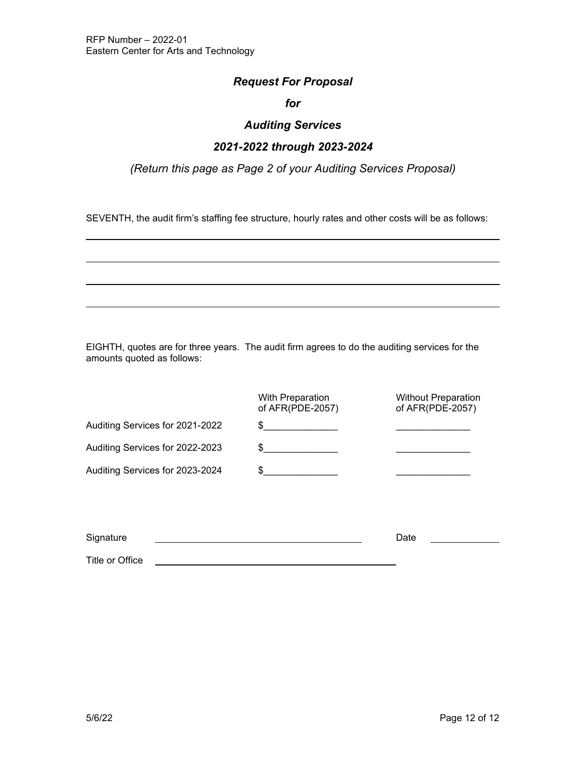RFP Number – 2022-01
Eastern Center for Arts and Technology

## *Request For Proposal*

## *for*

## *Auditing Services*

## *2021-2022 through 2023-2024*

*(Return this page as Page 2 of your Auditing Services Proposal)*

SEVENTH, the audit firm's staffing fee structure, hourly rates and other costs will be as follows:

\_\_\_\_\_\_\_\_\_\_\_\_\_\_\_\_\_\_\_\_\_\_\_\_\_\_\_\_\_\_\_\_\_\_\_\_\_\_\_\_\_\_\_\_\_\_\_\_\_\_\_\_\_\_\_\_\_\_\_\_\_\_\_\_\_\_

\_\_\_\_\_\_\_\_\_\_\_\_\_\_\_\_\_\_\_\_\_\_\_\_\_\_\_\_\_\_\_\_\_\_\_\_\_\_\_\_\_\_\_\_\_\_\_\_\_\_\_\_\_\_\_\_\_\_\_\_\_\_\_\_\_\_

\_\_\_\_\_\_\_\_\_\_\_\_\_\_\_\_\_\_\_\_\_\_\_\_\_\_\_\_\_\_\_\_\_\_\_\_\_\_\_\_\_\_\_\_\_\_\_\_\_\_\_\_\_\_\_\_\_\_\_\_\_\_\_\_\_\_

\_\_\_\_\_\_\_\_\_\_\_\_\_\_\_\_\_\_\_\_\_\_\_\_\_\_\_\_\_\_\_\_\_\_\_\_\_\_\_\_\_\_\_\_\_\_\_\_\_\_\_\_\_\_\_\_\_\_\_\_\_\_\_\_\_\_

EIGHTH, quotes are for three years. The audit firm agrees to do the auditing services for the amounts quoted as follows:

| | With Preparation of AFR(PDE-2057) | Without Preparation of AFR(PDE-2057) |
|---|---|---|
| Auditing Services for 2021-2022 | $______________ | ______________ |
| Auditing Services for 2022-2023 | $______________ | ______________ |
| Auditing Services for 2023-2024 | $______________ | ______________ |

Signature \_\_\_\_\_\_\_\_\_\_\_\_\_\_\_\_\_\_\_\_\_\_\_\_\_\_\_\_\_\_\_\_\_\_\_\_\_\_ Date \_\_\_\_\_\_\_\_\_\_\_\_\_\_

Title or Office \_\_\_\_\_\_\_\_\_\_\_\_\_\_\_\_\_\_\_\_\_\_\_\_\_\_\_\_\_\_\_\_\_\_\_\_\_\_\_\_\_\_\_\_

5/6/22